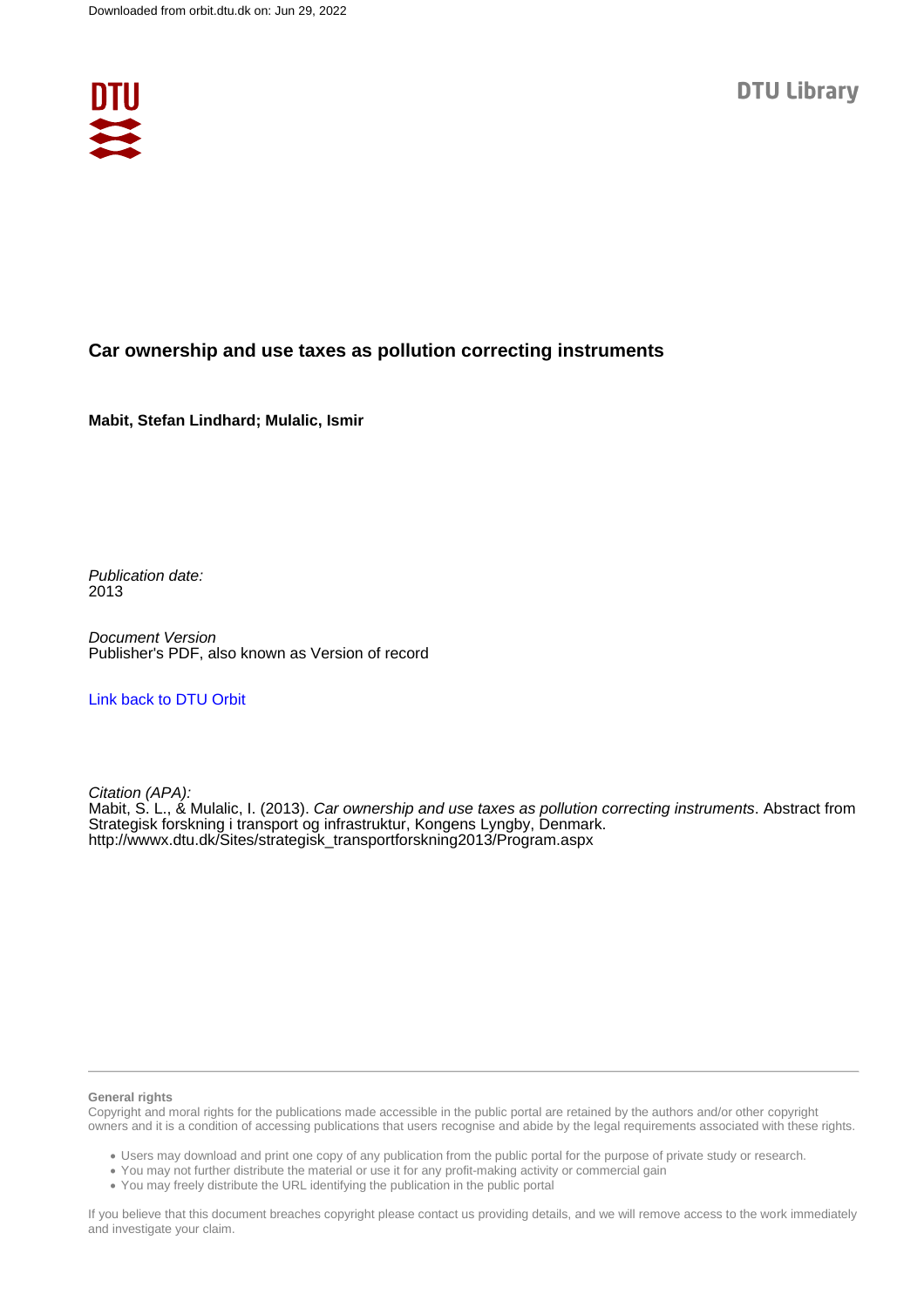Downloaded from orbit.dtu.dk on: Jun 29, 2022

DTU Library

# Car ownership and use taxes as pollution correcting instruments

**Mabit, Stefan Lindhard; Mulalic, Ismir**

*Publication date:*
2013

*Document Version*
Publisher's PDF, also known as Version of record

[Link back to DTU Orbit](http://wwwx.dtu.dk/Sites/strategisk_transportforskning2013/Program.aspx)

*Citation (APA):*
Mabit, S. L., & Mulalic, I. (2013). *Car ownership and use taxes as pollution correcting instruments*. Abstract from Strategisk forskning i transport og infrastruktur, Kongens Lyngby, Denmark.
http://wwwx.dtu.dk/Sites/strategisk_transportforskning2013/Program.aspx

**General rights**

Copyright and moral rights for the publications made accessible in the public portal are retained by the authors and/or other copyright owners and it is a condition of accessing publications that users recognise and abide by the legal requirements associated with these rights.

- Users may download and print one copy of any publication from the public portal for the purpose of private study or research.
- You may not further distribute the material or use it for any profit-making activity or commercial gain
- You may freely distribute the URL identifying the publication in the public portal

If you believe that this document breaches copyright please contact us providing details, and we will remove access to the work immediately and investigate your claim.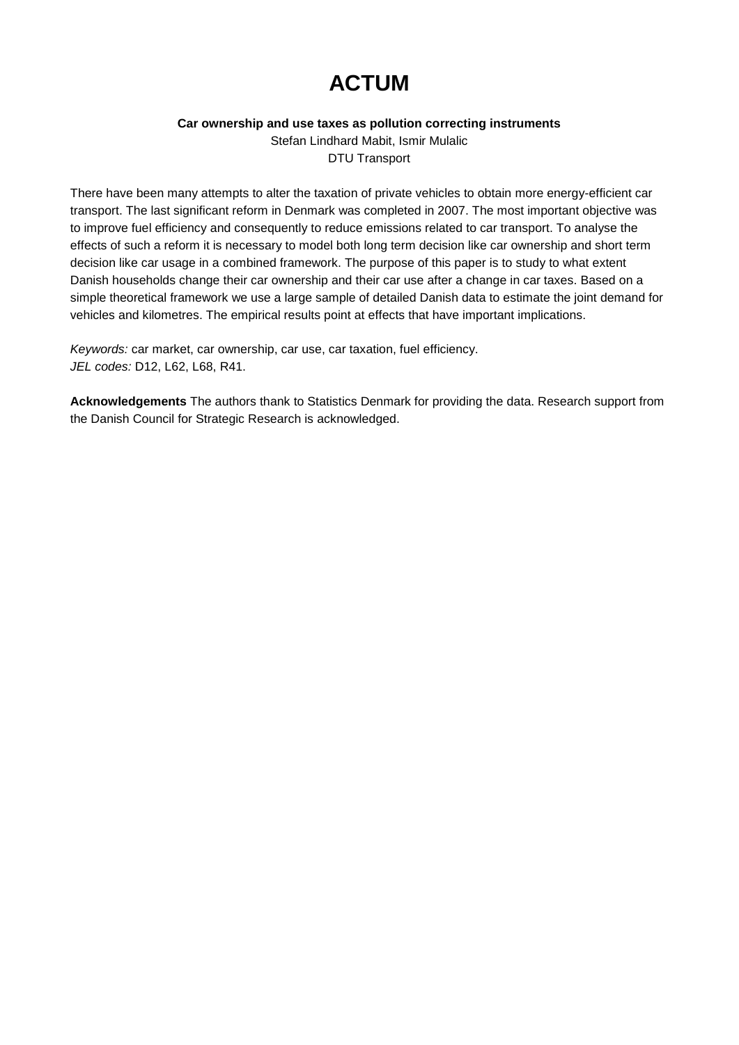# ACTUM

**Car ownership and use taxes as pollution correcting instruments**

Stefan Lindhard Mabit, Ismir Mulalic

DTU Transport

There have been many attempts to alter the taxation of private vehicles to obtain more energy-efficient car transport. The last significant reform in Denmark was completed in 2007. The most important objective was to improve fuel efficiency and consequently to reduce emissions related to car transport. To analyse the effects of such a reform it is necessary to model both long term decision like car ownership and short term decision like car usage in a combined framework. The purpose of this paper is to study to what extent Danish households change their car ownership and their car use after a change in car taxes. Based on a simple theoretical framework we use a large sample of detailed Danish data to estimate the joint demand for vehicles and kilometres. The empirical results point at effects that have important implications.

*Keywords:* car market, car ownership, car use, car taxation, fuel efficiency.
*JEL codes:* D12, L62, L68, R41.

**Acknowledgements** The authors thank to Statistics Denmark for providing the data. Research support from the Danish Council for Strategic Research is acknowledged.